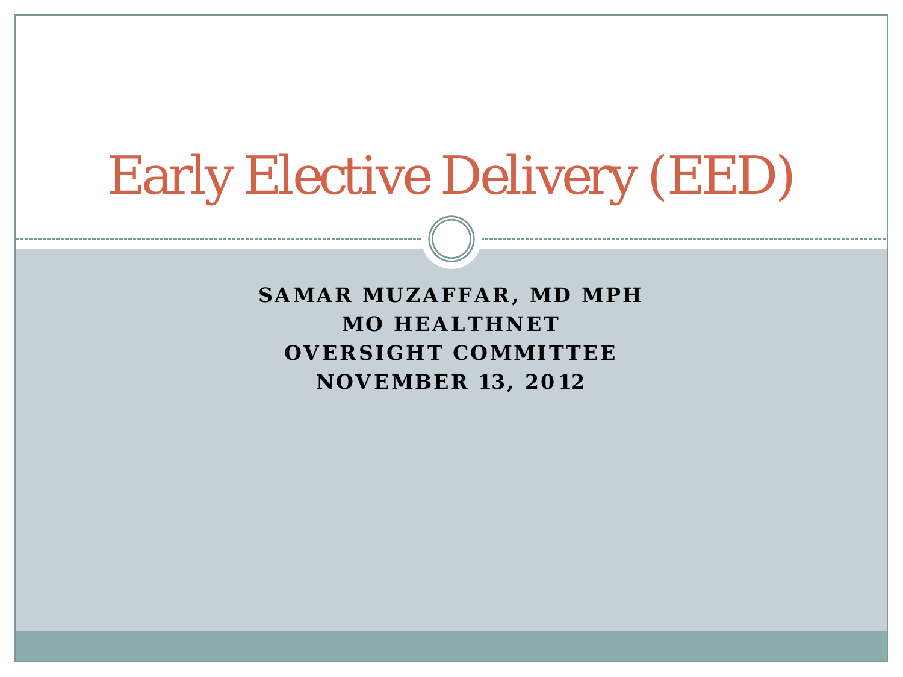# Early Elective Delivery (EED)

**SAMAR MUZAFFAR, MD MPH**
**MO HEALTHNET**
**OVERSIGHT COMMITTEE**
**NOVEMBER 13, 2012**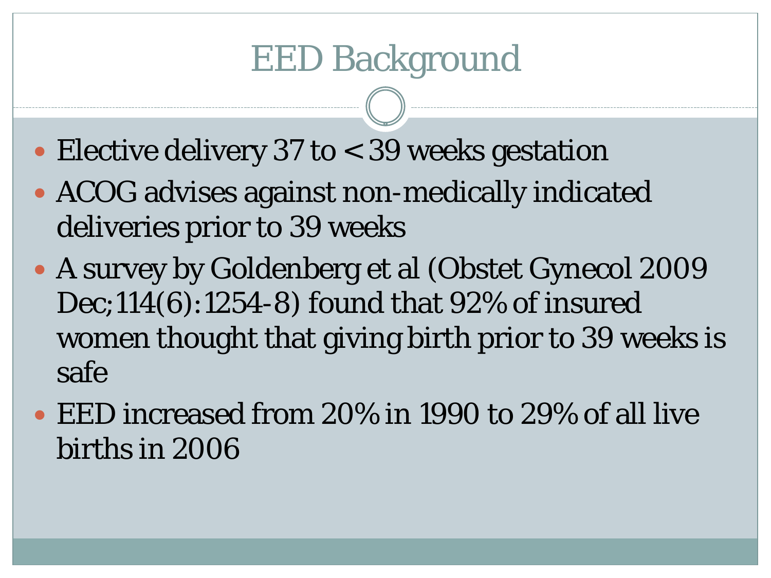# EED Background

- Elective delivery 37 to < 39 weeks gestation
- ACOG advises against non-medically indicated deliveries prior to 39 weeks
- A survey by Goldenberg et al (Obstet Gynecol 2009 Dec;114(6):1254-8) found that 92% of insured women thought that giving birth prior to 39 weeks is safe
- EED increased from 20% in 1990 to 29% of all live births in 2006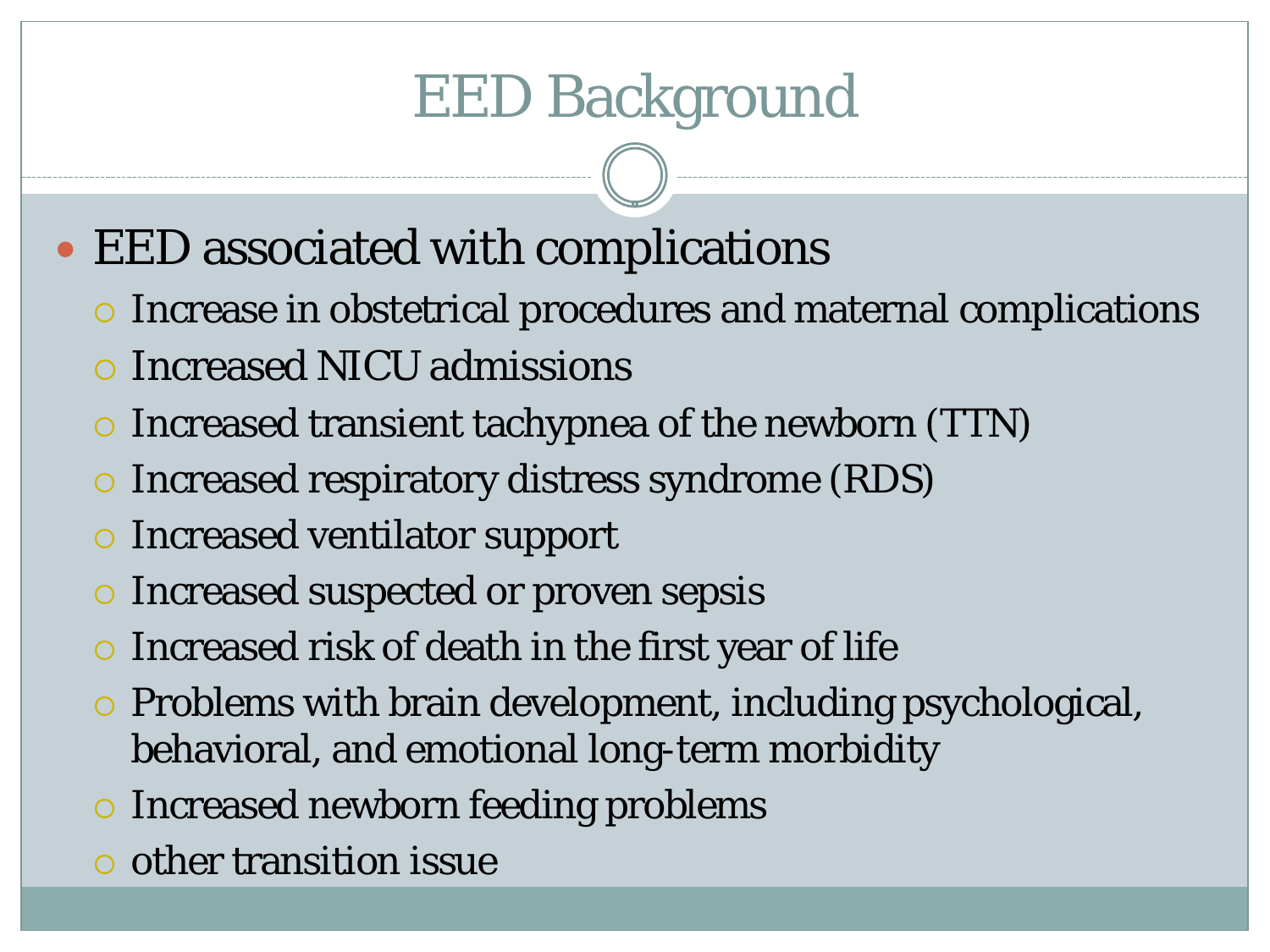# EED Background

- EED associated with complications
  - Increase in obstetrical procedures and maternal complications
  - Increased NICU admissions
  - Increased transient tachypnea of the newborn (TTN)
  - Increased respiratory distress syndrome (RDS)
  - Increased ventilator support
  - Increased suspected or proven sepsis
  - Increased risk of death in the first year of life
  - Problems with brain development, including psychological, behavioral, and emotional long-term morbidity
  - Increased newborn feeding problems
  - other transition issue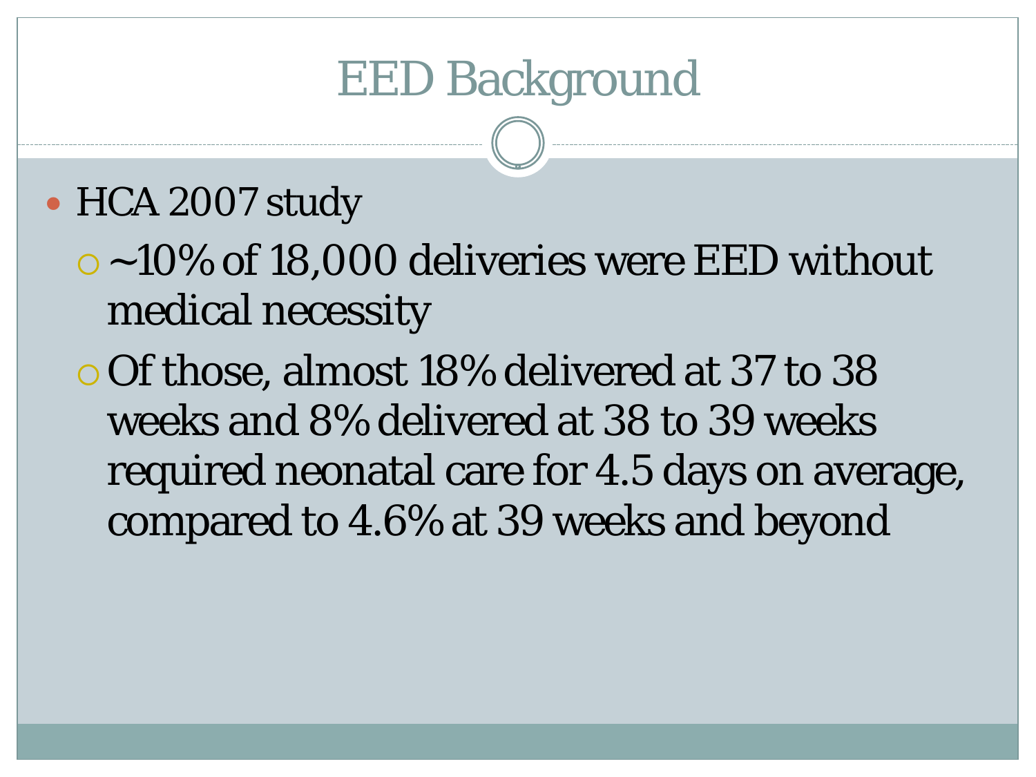# EED Background

- HCA 2007 study
  - ~10% of 18,000 deliveries were EED without medical necessity
  - Of those, almost 18% delivered at 37 to 38 weeks and 8% delivered at 38 to 39 weeks required neonatal care for 4.5 days on average, compared to 4.6% at 39 weeks and beyond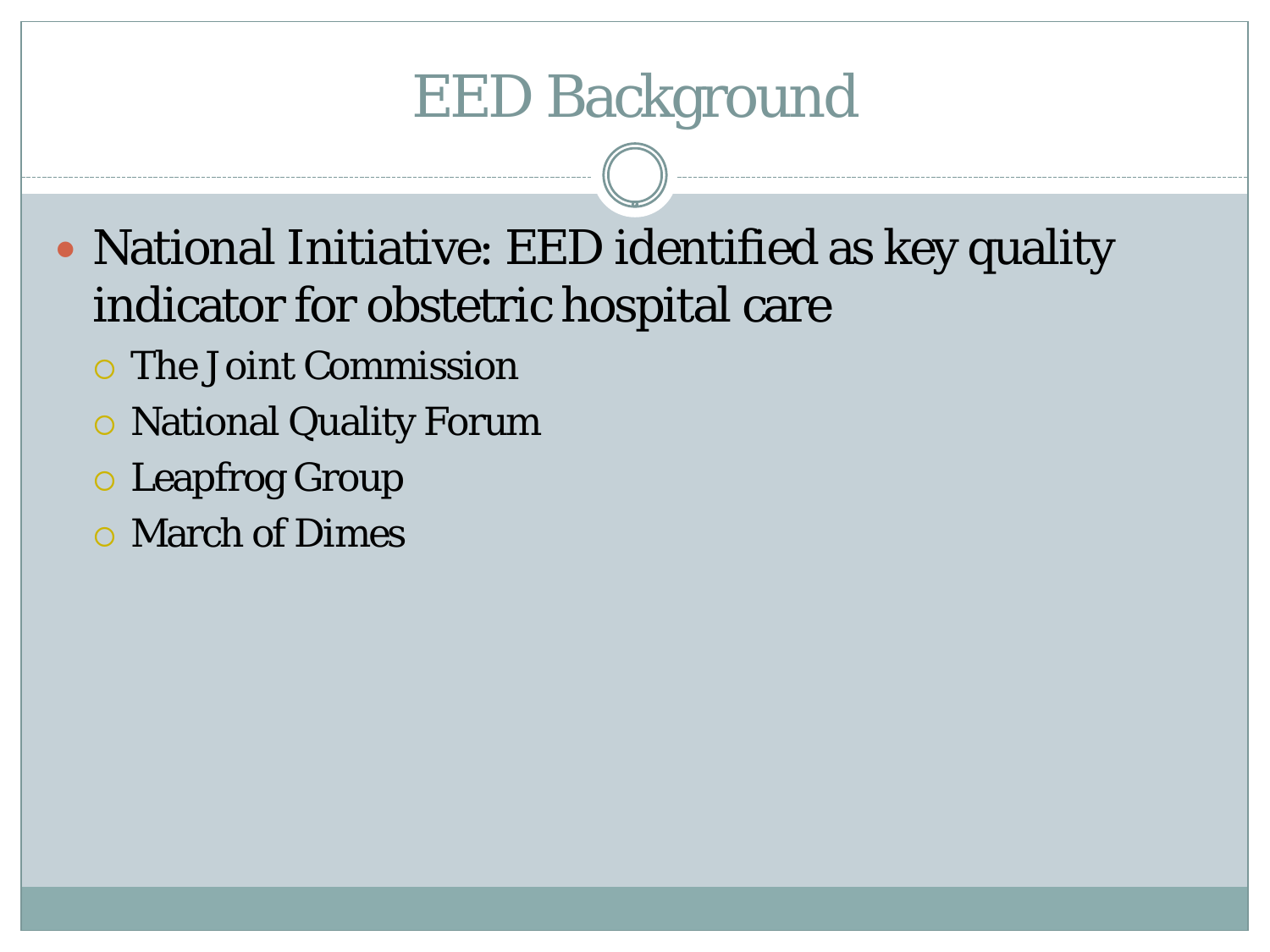# EED Background

- National Initiative: EED identified as key quality indicator for obstetric hospital care
  - The Joint Commission
  - National Quality Forum
  - Leapfrog Group
  - March of Dimes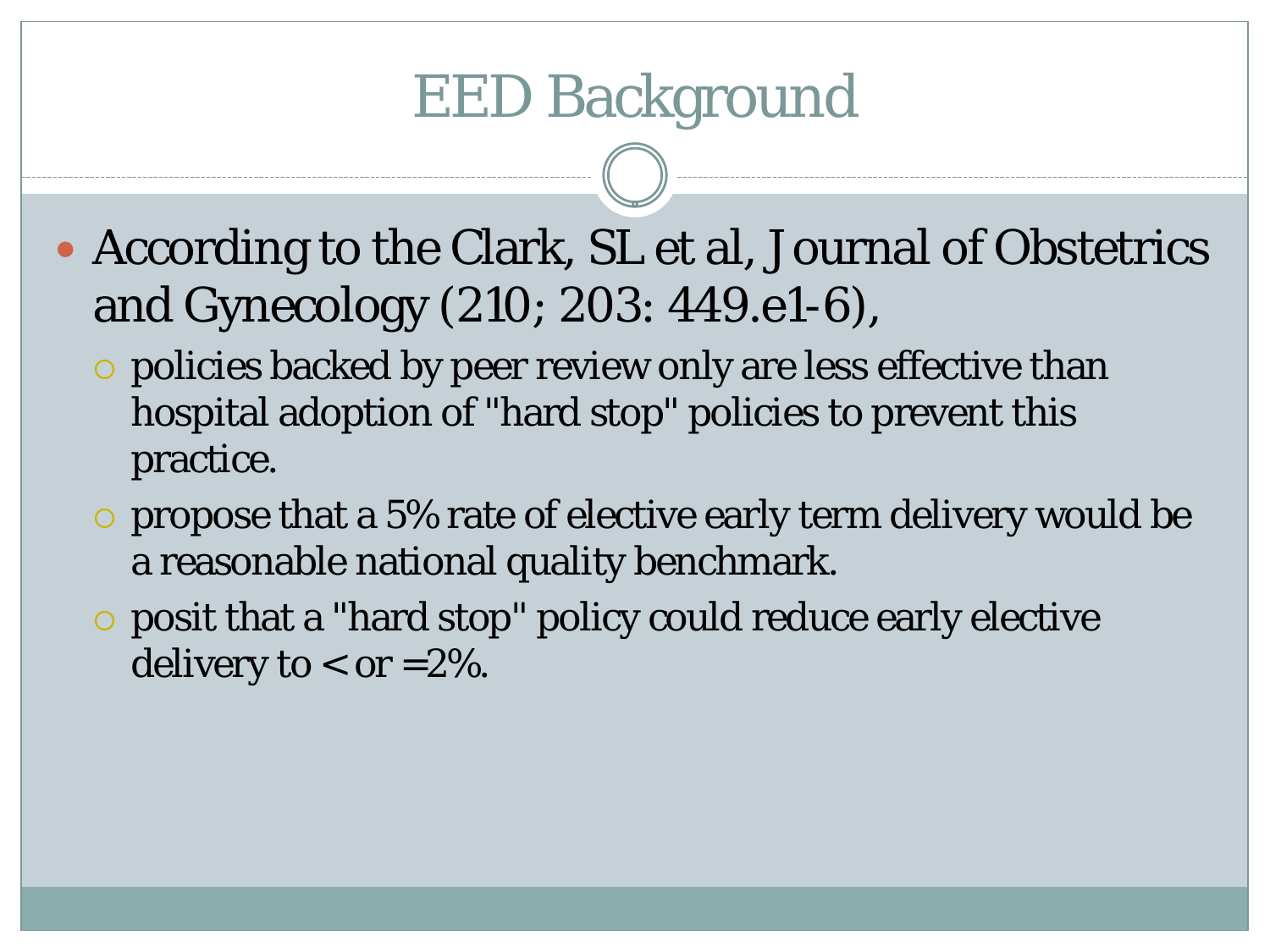# EED Background

- According to the Clark, SL et al, Journal of Obstetrics and Gynecology (210; 203: 449.e1-6),
  - policies backed by peer review only are less effective than hospital adoption of "hard stop" policies to prevent this practice.
  - propose that a 5% rate of elective early term delivery would be a reasonable national quality benchmark.
  - posit that a "hard stop" policy could reduce early elective delivery to < or =2%.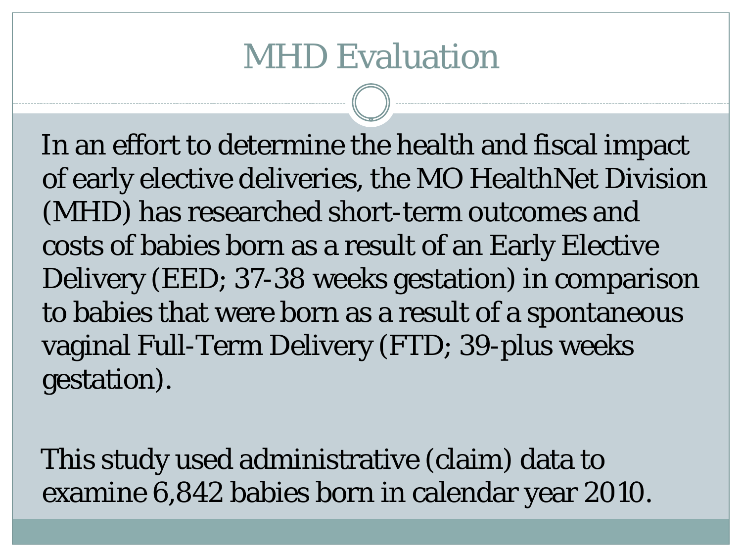# MHD Evaluation

In an effort to determine the health and fiscal impact of early elective deliveries, the MO HealthNet Division (MHD) has researched short-term outcomes and costs of babies born as a result of an Early Elective Delivery (EED; 37-38 weeks gestation) in comparison to babies that were born as a result of a spontaneous vaginal Full-Term Delivery (FTD; 39-plus weeks gestation).

This study used administrative (claim) data to examine 6,842 babies born in calendar year 2010.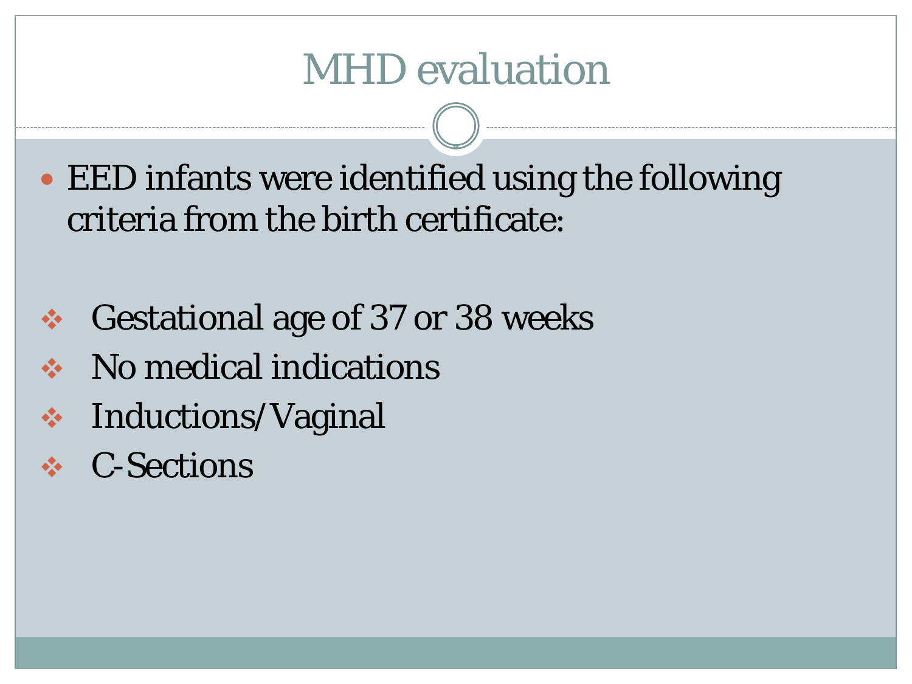# MHD evaluation

- EED infants were identified using the following criteria from the birth certificate:

- Gestational age of 37 or 38 weeks
- No medical indications
- Inductions/Vaginal
- C-Sections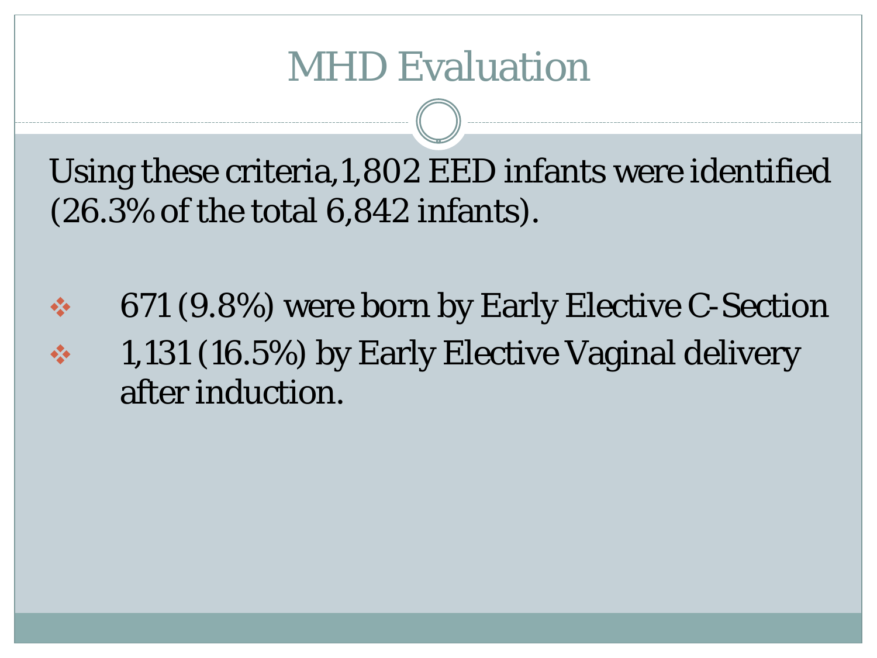# MHD Evaluation

Using these criteria,1,802 EED infants were identified (26.3% of the total 6,842 infants).

- 671 (9.8%) were born by Early Elective C-Section
- 1,131 (16.5%) by Early Elective Vaginal delivery after induction.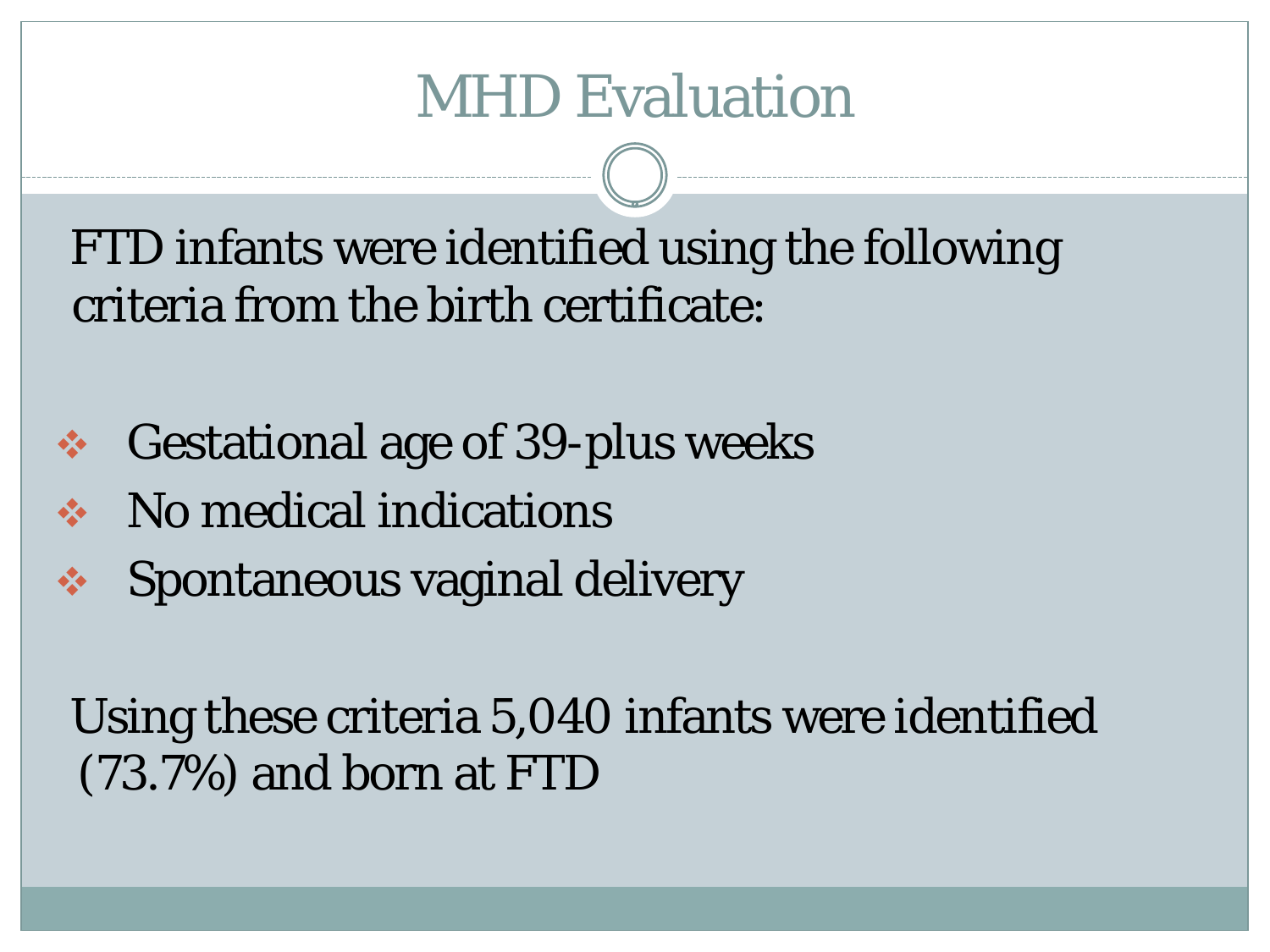# MHD Evaluation

FTD infants were identified using the following criteria from the birth certificate:

- Gestational age of 39-plus weeks
- No medical indications
- Spontaneous vaginal delivery

Using these criteria 5,040 infants were identified (73.7%) and born at FTD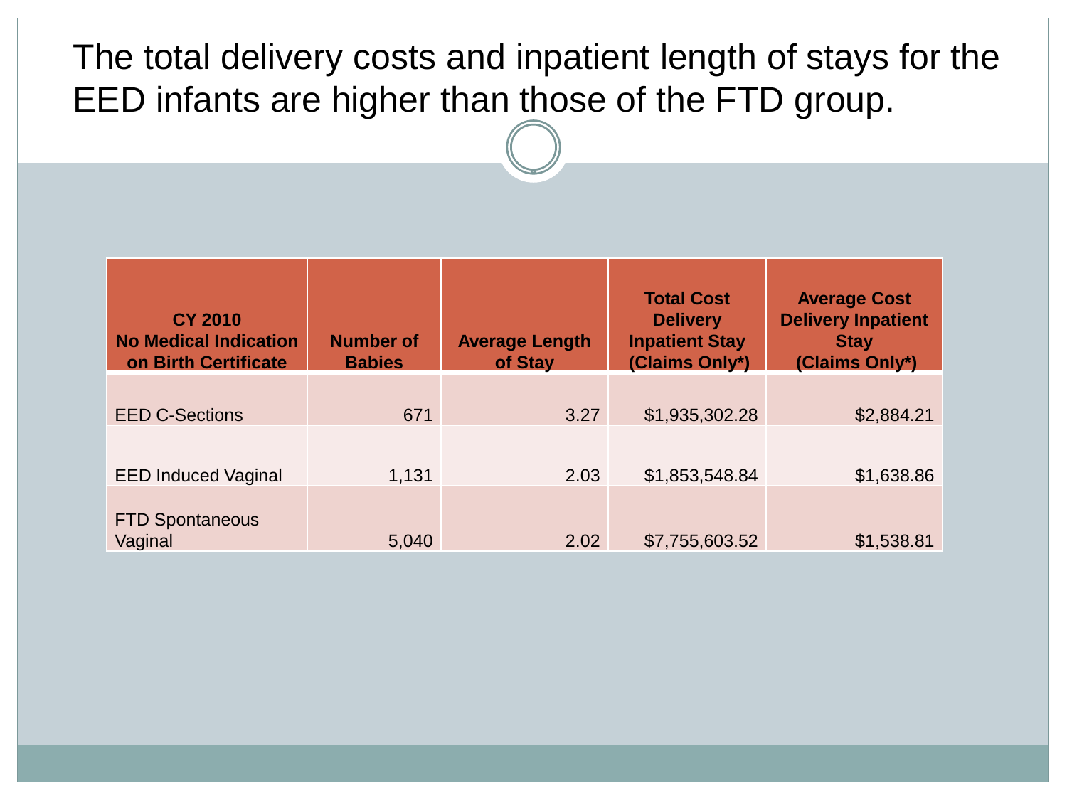# The total delivery costs and inpatient length of stays for the EED infants are higher than those of the FTD group.

| CY 2010 No Medical Indication on Birth Certificate | Number of Babies | Average Length of Stay | Total Cost Delivery Inpatient Stay (Claims Only*) | Average Cost Delivery Inpatient Stay (Claims Only*) |
|---|---|---|---|---|
| EED C-Sections | 671 | 3.27 | $1,935,302.28 | $2,884.21 |
| EED Induced Vaginal | 1,131 | 2.03 | $1,853,548.84 | $1,638.86 |
| FTD Spontaneous Vaginal | 5,040 | 2.02 | $7,755,603.52 | $1,538.81 |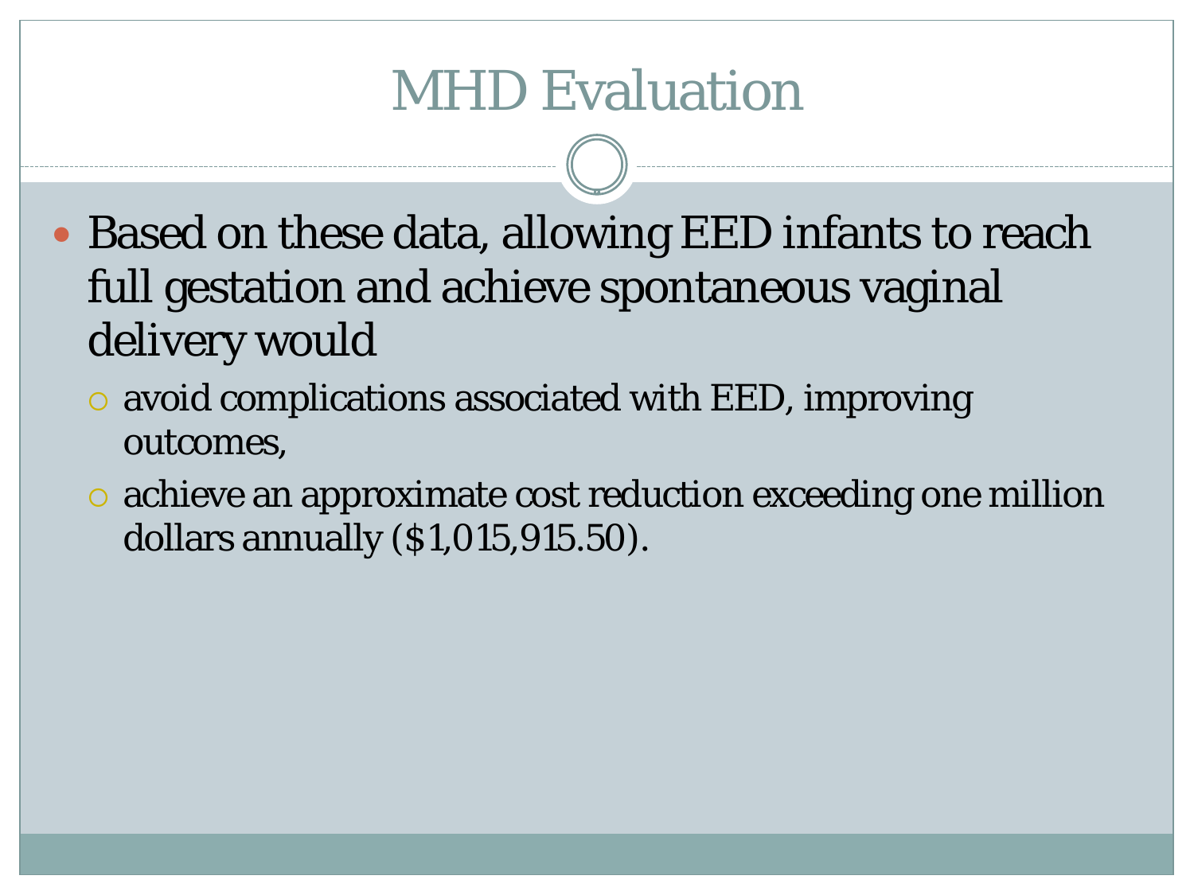# MHD Evaluation

- Based on these data, allowing EED infants to reach full gestation and achieve spontaneous vaginal delivery would
  - avoid complications associated with EED, improving outcomes,
  - achieve an approximate cost reduction exceeding one million dollars annually ($1,015,915.50).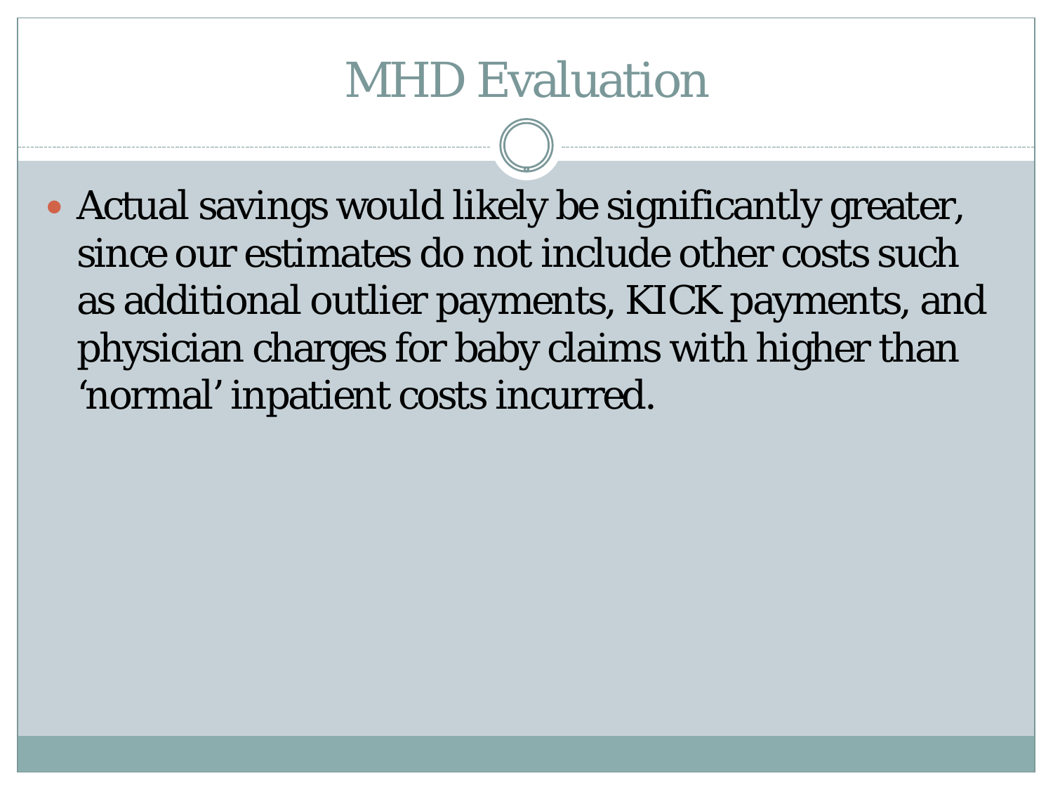# MHD Evaluation

- Actual savings would likely be significantly greater, since our estimates do not include other costs such as additional outlier payments, KICK payments, and physician charges for baby claims with higher than ‘normal’ inpatient costs incurred.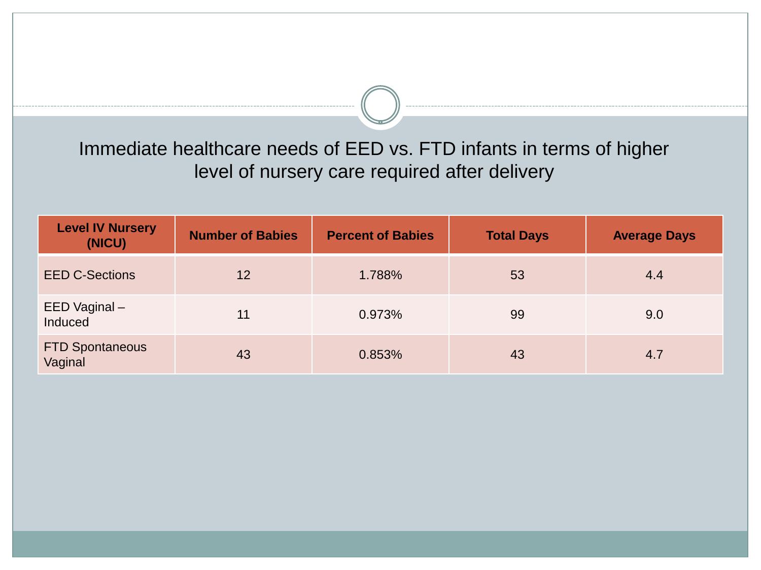## Immediate healthcare needs of EED vs. FTD infants in terms of higher level of nursery care required after delivery

| Level IV Nursery (NICU) | Number of Babies | Percent of Babies | Total Days | Average Days |
| --- | --- | --- | --- | --- |
| EED C-Sections | 12 | 1.788% | 53 | 4.4 |
| EED Vaginal – Induced | 11 | 0.973% | 99 | 9.0 |
| FTD Spontaneous Vaginal | 43 | 0.853% | 43 | 4.7 |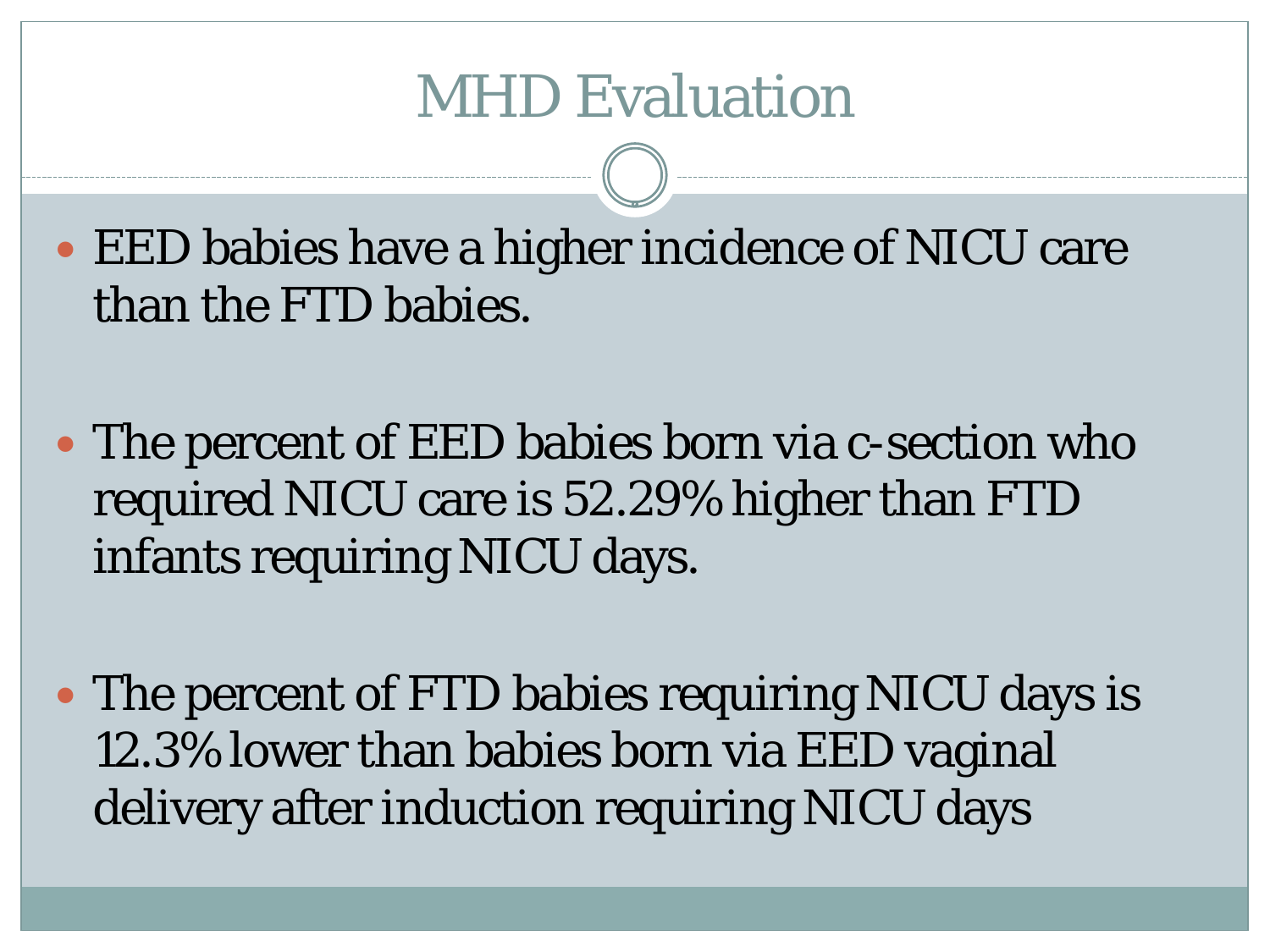# MHD Evaluation

- EED babies have a higher incidence of NICU care than the FTD babies.
- The percent of EED babies born via c-section who required NICU care is 52.29% higher than FTD infants requiring NICU days.
- The percent of FTD babies requiring NICU days is 12.3% lower than babies born via EED vaginal delivery after induction requiring NICU days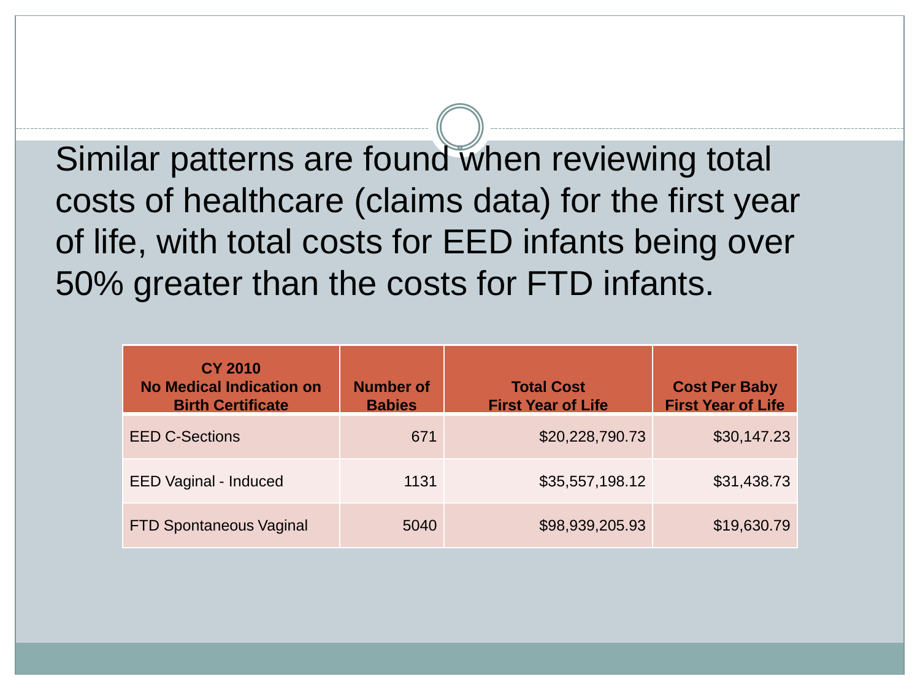Similar patterns are found when reviewing total costs of healthcare (claims data) for the first year of life, with total costs for EED infants being over 50% greater than the costs for FTD infants.

| **CY 2010 No Medical Indication on Birth Certificate** | **Number of Babies** | **Total Cost First Year of Life** | **Cost Per Baby First Year of Life** |
|---|---|---|---|
| EED C-Sections | 671 | $20,228,790.73 | $30,147.23 |
| EED Vaginal - Induced | 1131 | $35,557,198.12 | $31,438.73 |
| FTD Spontaneous Vaginal | 5040 | $98,939,205.93 | $19,630.79 |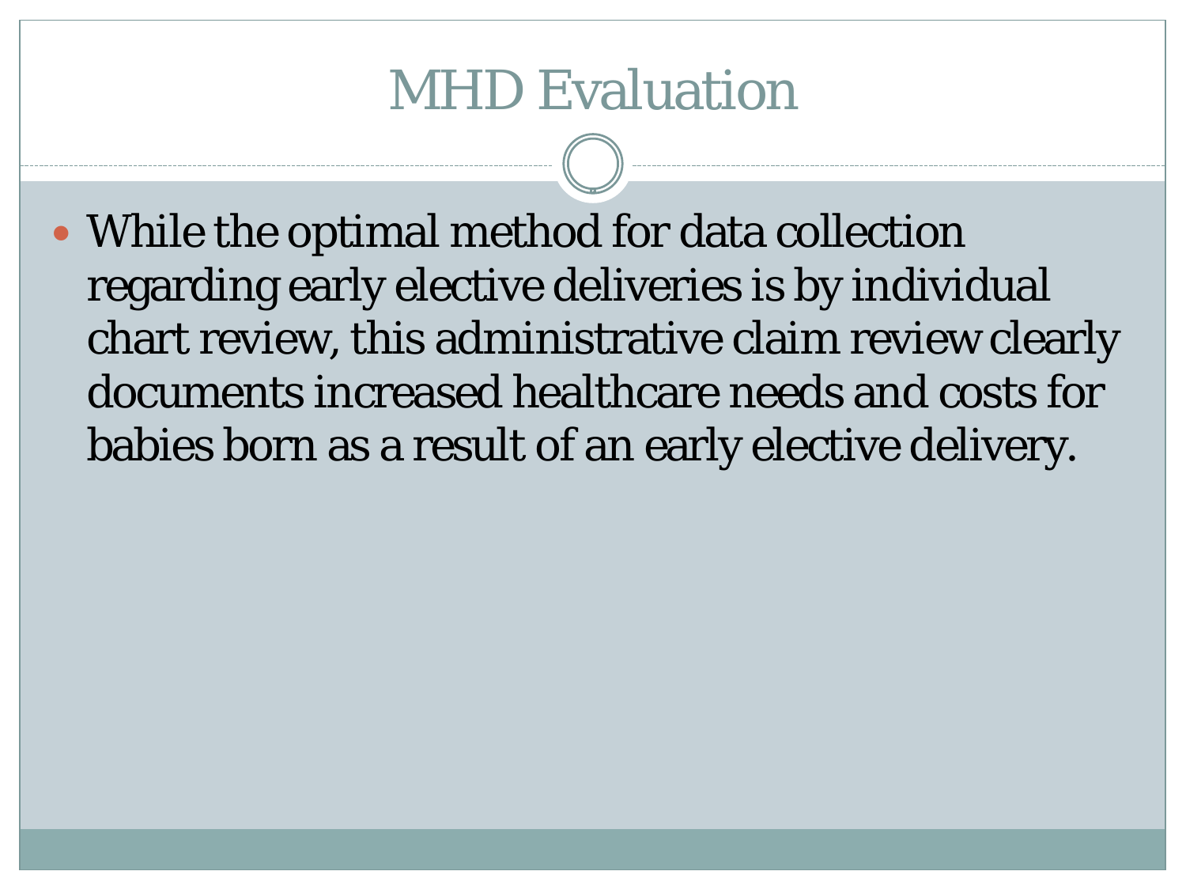# MHD Evaluation

- While the optimal method for data collection regarding early elective deliveries is by individual chart review, this administrative claim review clearly documents increased healthcare needs and costs for babies born as a result of an early elective delivery.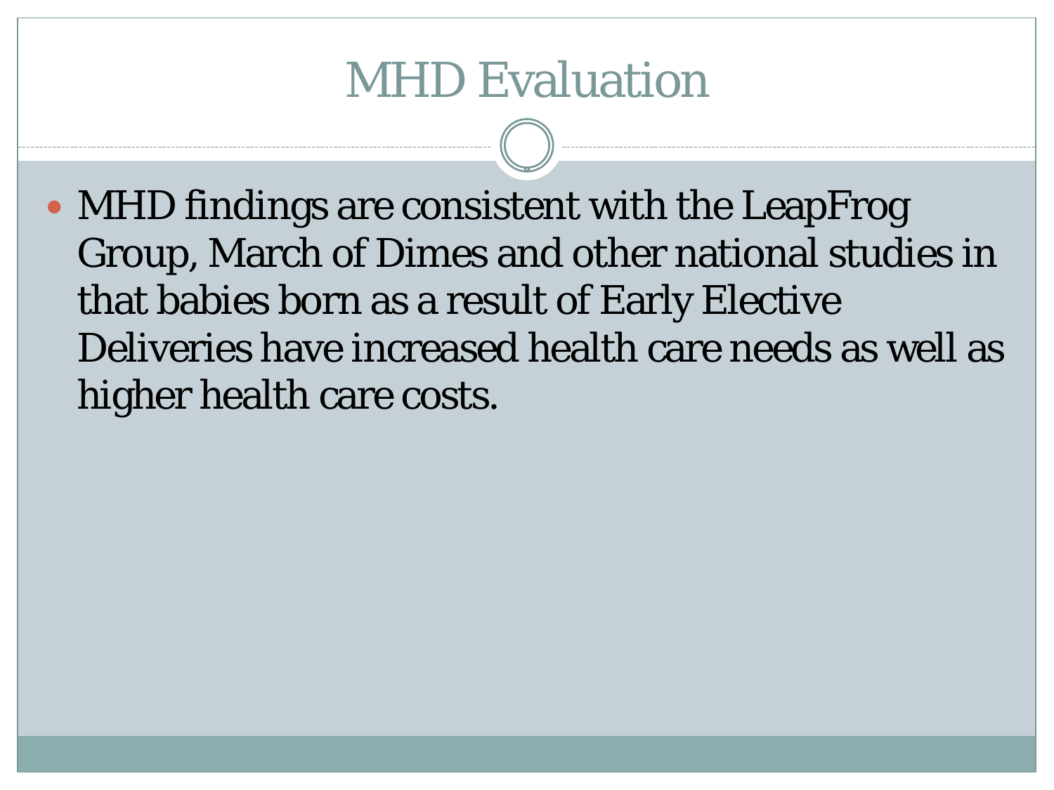# MHD Evaluation

- MHD findings are consistent with the LeapFrog Group, March of Dimes and other national studies in that babies born as a result of Early Elective Deliveries have increased health care needs as well as higher health care costs.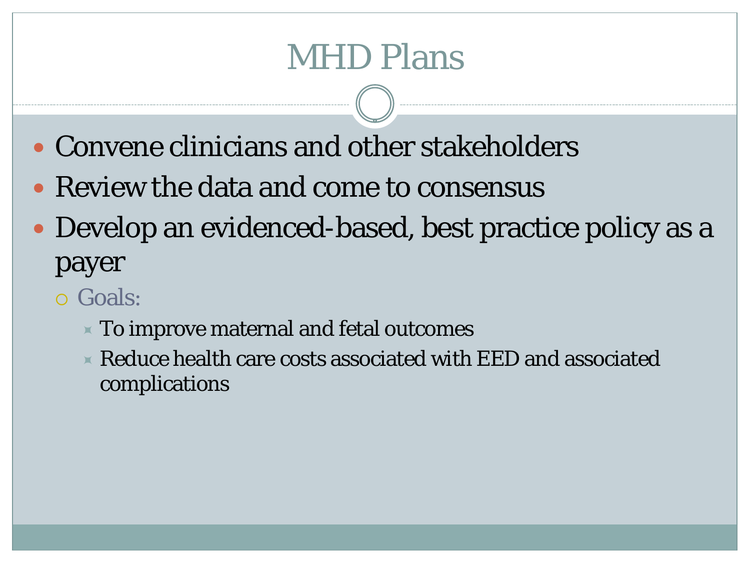# MHD Plans

- Convene clinicians and other stakeholders
- Review the data and come to consensus
- Develop an evidenced-based, best practice policy as a payer
  - Goals:
    - To improve maternal and fetal outcomes
    - Reduce health care costs associated with EED and associated complications